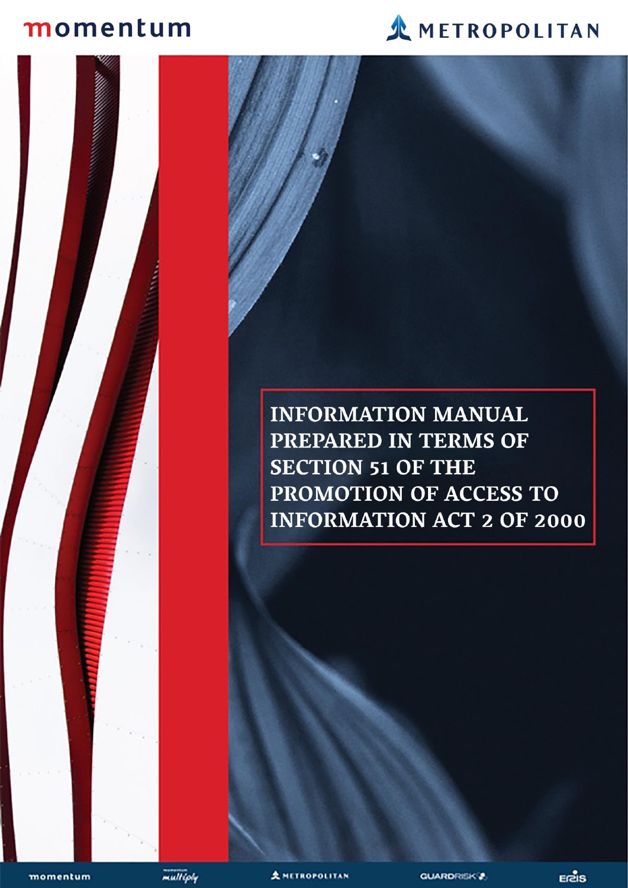momentum

METROPOLITAN

# INFORMATION MANUAL PREPARED IN TERMS OF SECTION 51 OF THE PROMOTION OF ACCESS TO INFORMATION ACT 2 OF 2000

momentum | multiply | METROPOLITAN | GUARDRISK | ERIS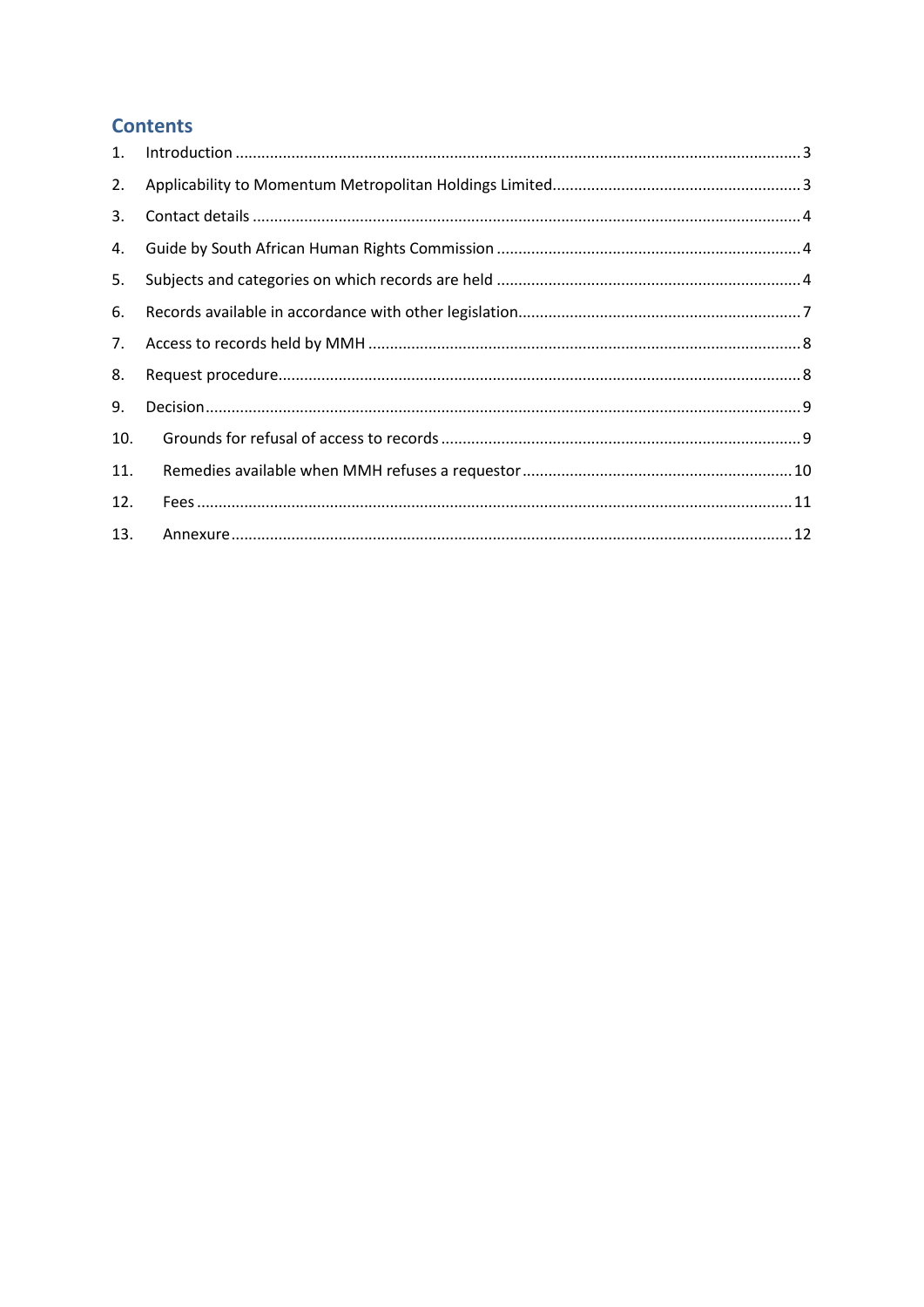## Contents

1. Introduction ... 3
2. Applicability to Momentum Metropolitan Holdings Limited ... 3
3. Contact details ... 4
4. Guide by South African Human Rights Commission ... 4
5. Subjects and categories on which records are held ... 4
6. Records available in accordance with other legislation ... 7
7. Access to records held by MMH ... 8
8. Request procedure ... 8
9. Decision ... 9
10. Grounds for refusal of access to records ... 9
11. Remedies available when MMH refuses a requestor ... 10
12. Fees ... 11
13. Annexure ... 12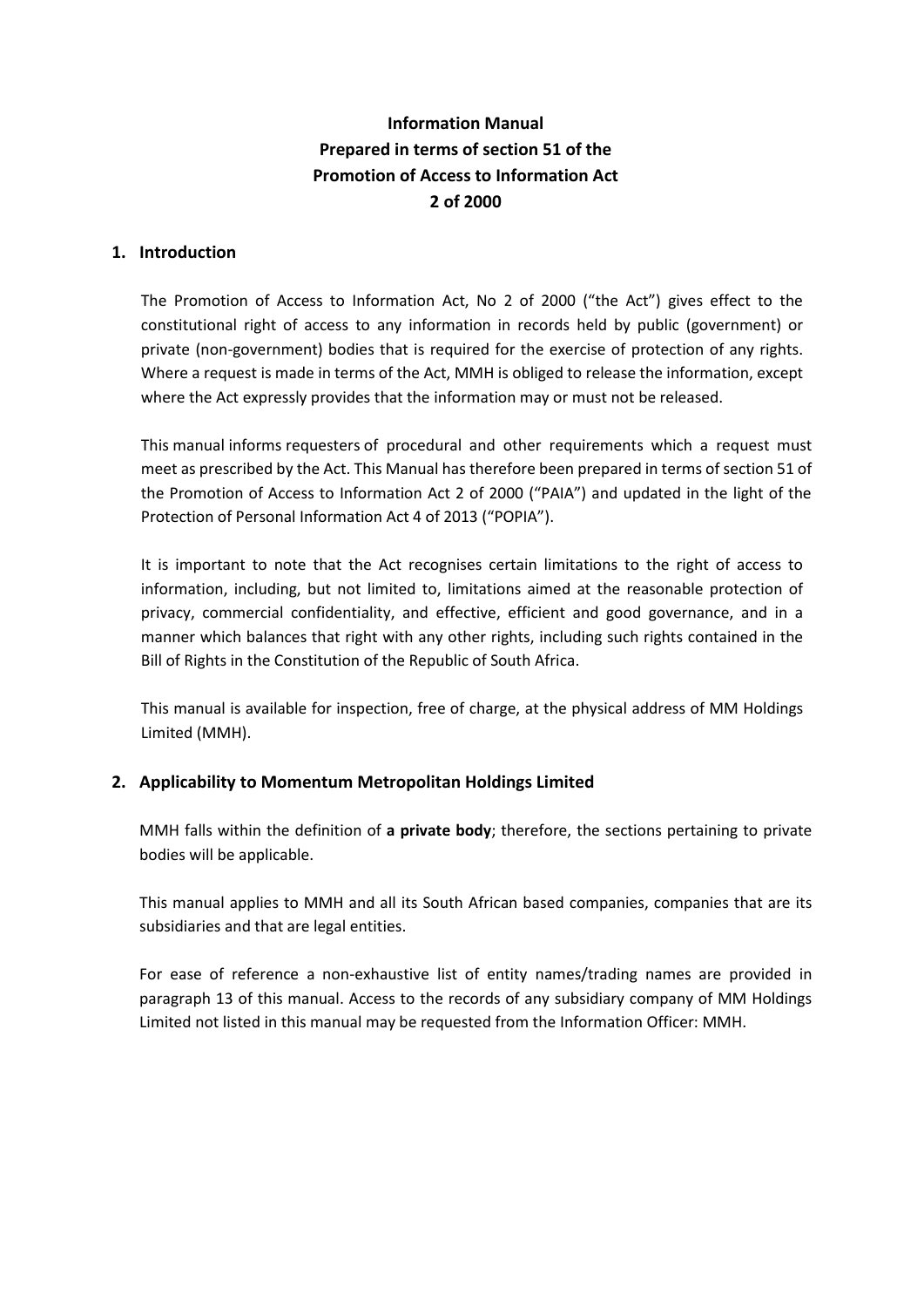**Information Manual**
**Prepared in terms of section 51 of the**
**Promotion of Access to Information Act**
**2 of 2000**

## 1. Introduction

The Promotion of Access to Information Act, No 2 of 2000 ("the Act") gives effect to the constitutional right of access to any information in records held by public (government) or private (non-government) bodies that is required for the exercise of protection of any rights. Where a request is made in terms of the Act, MMH is obliged to release the information, except where the Act expressly provides that the information may or must not be released.

This manual informs requesters of procedural and other requirements which a request must meet as prescribed by the Act. This Manual has therefore been prepared in terms of section 51 of the Promotion of Access to Information Act 2 of 2000 ("PAIA") and updated in the light of the Protection of Personal Information Act 4 of 2013 ("POPIA").

It is important to note that the Act recognises certain limitations to the right of access to information, including, but not limited to, limitations aimed at the reasonable protection of privacy, commercial confidentiality, and effective, efficient and good governance, and in a manner which balances that right with any other rights, including such rights contained in the Bill of Rights in the Constitution of the Republic of South Africa.

This manual is available for inspection, free of charge, at the physical address of MM Holdings Limited (MMH).

## 2. Applicability to Momentum Metropolitan Holdings Limited

MMH falls within the definition of **a private body**; therefore, the sections pertaining to private bodies will be applicable.

This manual applies to MMH and all its South African based companies, companies that are its subsidiaries and that are legal entities.

For ease of reference a non-exhaustive list of entity names/trading names are provided in paragraph 13 of this manual. Access to the records of any subsidiary company of MM Holdings Limited not listed in this manual may be requested from the Information Officer: MMH.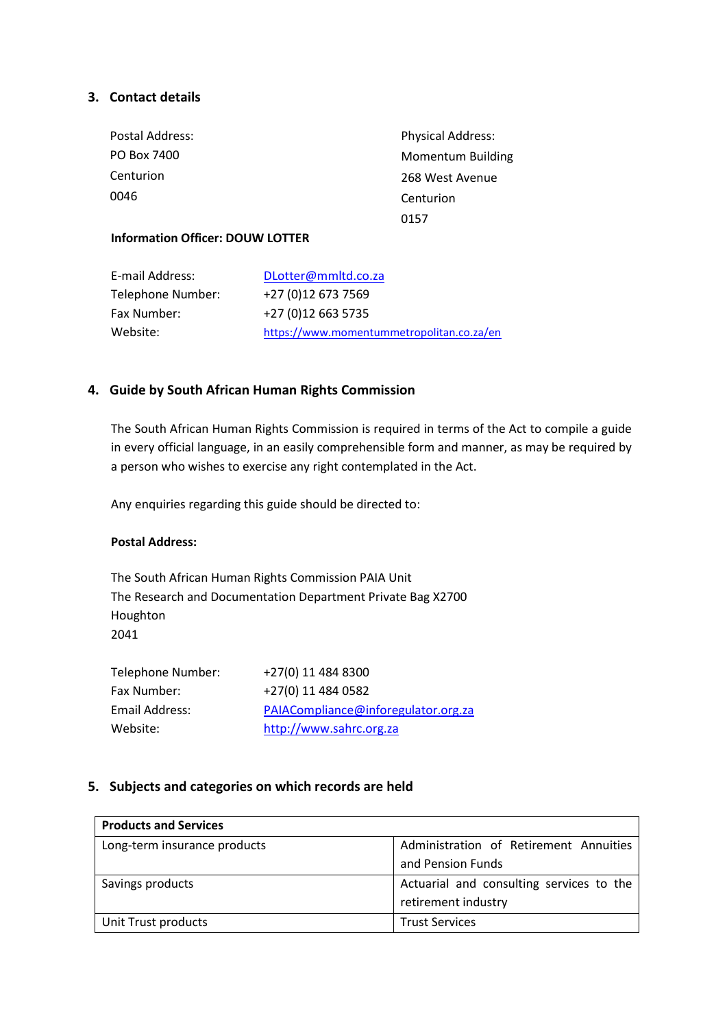## 3. Contact details

Postal Address:
PO Box 7400
Centurion
0046

Physical Address:
Momentum Building
268 West Avenue
Centurion
0157

**Information Officer: DOUW LOTTER**

E-mail Address: DLotter@mmltd.co.za
Telephone Number: +27 (0)12 673 7569
Fax Number: +27 (0)12 663 5735
Website: https://www.momentummetropolitan.co.za/en

## 4. Guide by South African Human Rights Commission

The South African Human Rights Commission is required in terms of the Act to compile a guide in every official language, in an easily comprehensible form and manner, as may be required by a person who wishes to exercise any right contemplated in the Act.

Any enquiries regarding this guide should be directed to:

**Postal Address:**

The South African Human Rights Commission PAIA Unit
The Research and Documentation Department Private Bag X2700
Houghton
2041

Telephone Number: +27(0) 11 484 8300
Fax Number: +27(0) 11 484 0582
Email Address: PAIACompliance@inforegulator.org.za
Website: http://www.sahrc.org.za

## 5. Subjects and categories on which records are held

| **Products and Services** | |
|---|---|
| Long-term insurance products | Administration of Retirement Annuities and Pension Funds |
| Savings products | Actuarial and consulting services to the retirement industry |
| Unit Trust products | Trust Services |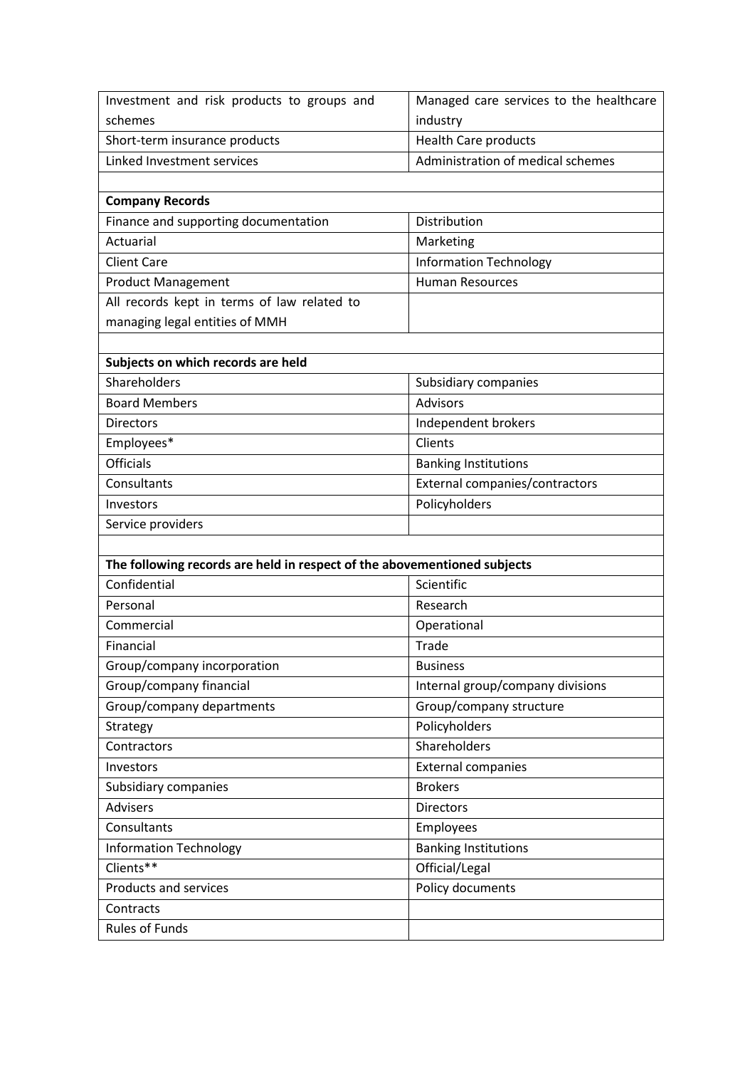| | |
|---|---|
| Investment and risk products to groups and schemes | Managed care services to the healthcare industry |
| Short-term insurance products | Health Care products |
| Linked Investment services | Administration of medical schemes |
| | |
| **Company Records** | |
| Finance and supporting documentation | Distribution |
| Actuarial | Marketing |
| Client Care | Information Technology |
| Product Management | Human Resources |
| All records kept in terms of law related to managing legal entities of MMH | |
| | |
| **Subjects on which records are held** | |
| Shareholders | Subsidiary companies |
| Board Members | Advisors |
| Directors | Independent brokers |
| Employees* | Clients |
| Officials | Banking Institutions |
| Consultants | External companies/contractors |
| Investors | Policyholders |
| Service providers | |
| | |
| **The following records are held in respect of the abovementioned subjects** | |
| Confidential | Scientific |
| Personal | Research |
| Commercial | Operational |
| Financial | Trade |
| Group/company incorporation | Business |
| Group/company financial | Internal group/company divisions |
| Group/company departments | Group/company structure |
| Strategy | Policyholders |
| Contractors | Shareholders |
| Investors | External companies |
| Subsidiary companies | Brokers |
| Advisers | Directors |
| Consultants | Employees |
| Information Technology | Banking Institutions |
| Clients** | Official/Legal |
| Products and services | Policy documents |
| Contracts | |
| Rules of Funds | |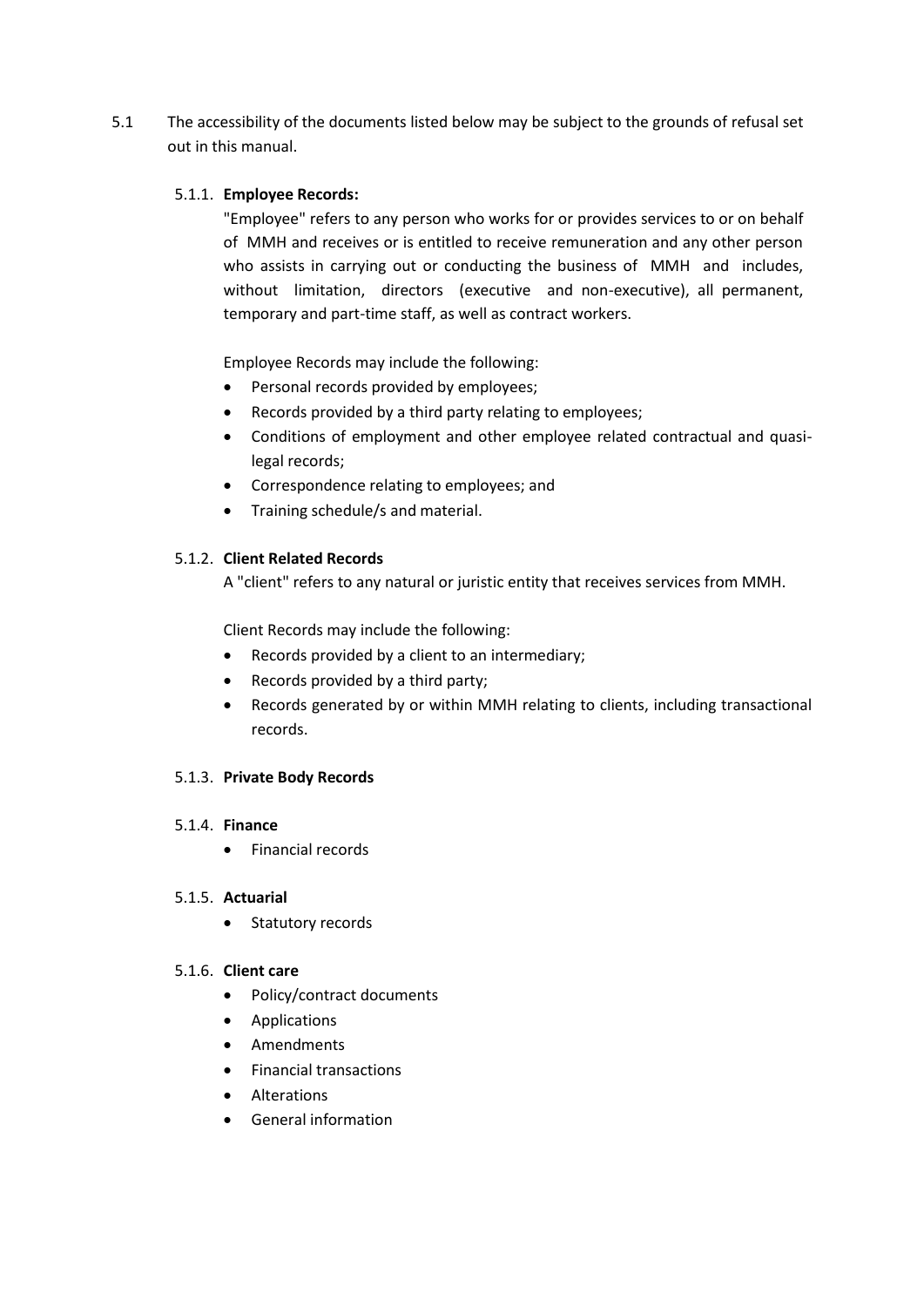5.1 The accessibility of the documents listed below may be subject to the grounds of refusal set out in this manual.

5.1.1. **Employee Records:**

"Employee" refers to any person who works for or provides services to or on behalf of MMH and receives or is entitled to receive remuneration and any other person who assists in carrying out or conducting the business of MMH and includes, without limitation, directors (executive and non-executive), all permanent, temporary and part-time staff, as well as contract workers.

Employee Records may include the following:

- Personal records provided by employees;
- Records provided by a third party relating to employees;
- Conditions of employment and other employee related contractual and quasi-legal records;
- Correspondence relating to employees; and
- Training schedule/s and material.

5.1.2. **Client Related Records**

A "client" refers to any natural or juristic entity that receives services from MMH.

Client Records may include the following:

- Records provided by a client to an intermediary;
- Records provided by a third party;
- Records generated by or within MMH relating to clients, including transactional records.

5.1.3. **Private Body Records**

5.1.4. **Finance**

- Financial records

5.1.5. **Actuarial**

- Statutory records

5.1.6. **Client care**

- Policy/contract documents
- Applications
- Amendments
- Financial transactions
- Alterations
- General information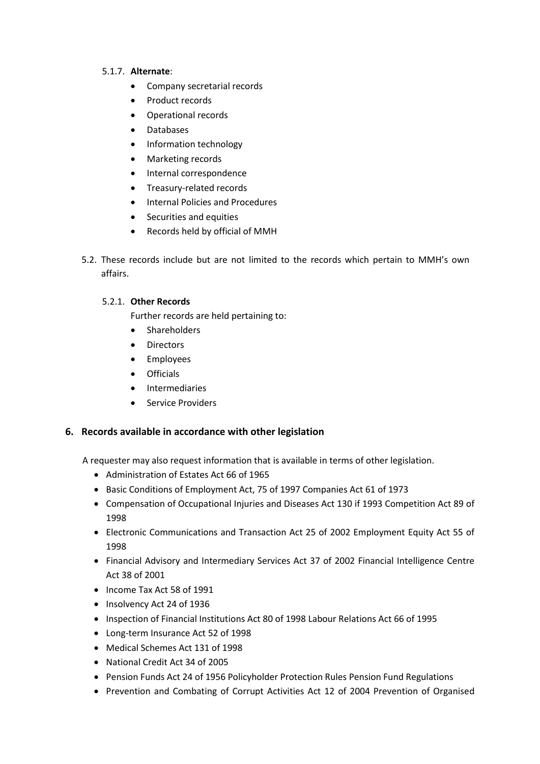5.1.7. **Alternate**:

- Company secretarial records
- Product records
- Operational records
- Databases
- Information technology
- Marketing records
- Internal correspondence
- Treasury-related records
- Internal Policies and Procedures
- Securities and equities
- Records held by official of MMH

5.2. These records include but are not limited to the records which pertain to MMH's own affairs.

5.2.1. **Other Records**

Further records are held pertaining to:

- Shareholders
- Directors
- Employees
- Officials
- Intermediaries
- Service Providers

## 6. Records available in accordance with other legislation

A requester may also request information that is available in terms of other legislation.

- Administration of Estates Act 66 of 1965
- Basic Conditions of Employment Act, 75 of 1997 Companies Act 61 of 1973
- Compensation of Occupational Injuries and Diseases Act 130 if 1993 Competition Act 89 of 1998
- Electronic Communications and Transaction Act 25 of 2002 Employment Equity Act 55 of 1998
- Financial Advisory and Intermediary Services Act 37 of 2002 Financial Intelligence Centre Act 38 of 2001
- Income Tax Act 58 of 1991
- Insolvency Act 24 of 1936
- Inspection of Financial Institutions Act 80 of 1998 Labour Relations Act 66 of 1995
- Long-term Insurance Act 52 of 1998
- Medical Schemes Act 131 of 1998
- National Credit Act 34 of 2005
- Pension Funds Act 24 of 1956 Policyholder Protection Rules Pension Fund Regulations
- Prevention and Combating of Corrupt Activities Act 12 of 2004 Prevention of Organised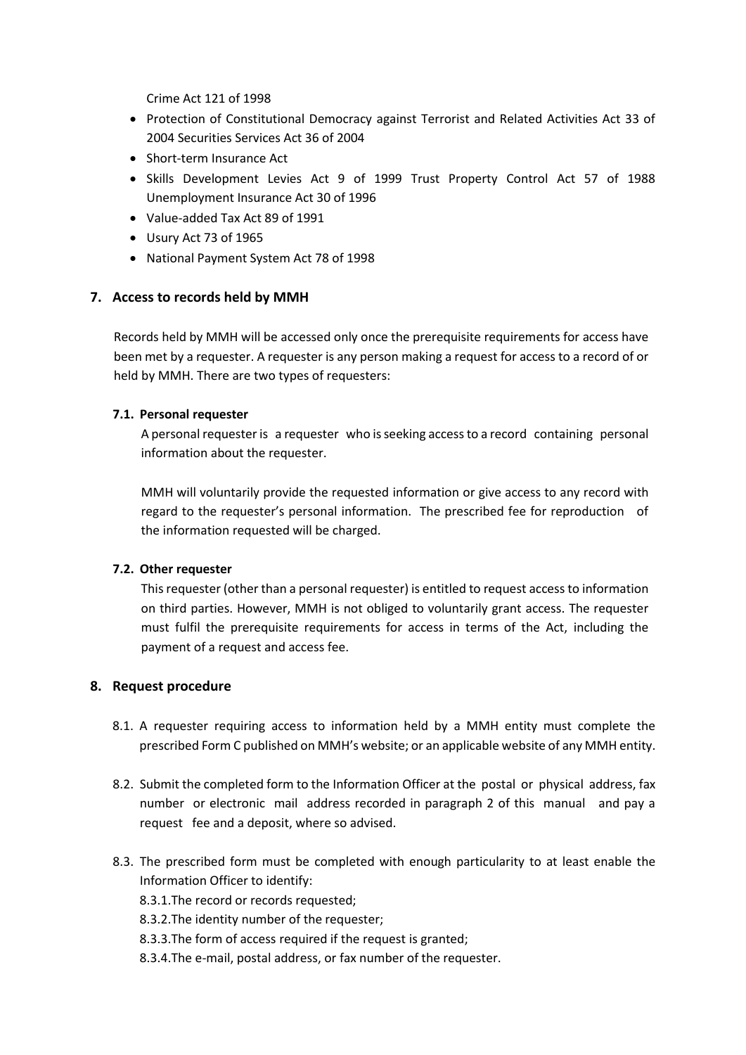Crime Act 121 of 1998

- Protection of Constitutional Democracy against Terrorist and Related Activities Act 33 of 2004 Securities Services Act 36 of 2004
- Short-term Insurance Act
- Skills Development Levies Act 9 of 1999 Trust Property Control Act 57 of 1988 Unemployment Insurance Act 30 of 1996
- Value-added Tax Act 89 of 1991
- Usury Act 73 of 1965
- National Payment System Act 78 of 1998

## 7. Access to records held by MMH

Records held by MMH will be accessed only once the prerequisite requirements for access have been met by a requester. A requester is any person making a request for access to a record of or held by MMH. There are two types of requesters:

### 7.1. Personal requester

A personal requester is a requester who is seeking access to a record containing personal information about the requester.

MMH will voluntarily provide the requested information or give access to any record with regard to the requester's personal information. The prescribed fee for reproduction of the information requested will be charged.

### 7.2. Other requester

This requester (other than a personal requester) is entitled to request access to information on third parties. However, MMH is not obliged to voluntarily grant access. The requester must fulfil the prerequisite requirements for access in terms of the Act, including the payment of a request and access fee.

## 8. Request procedure

8.1. A requester requiring access to information held by a MMH entity must complete the prescribed Form C published on MMH's website; or an applicable website of any MMH entity.

8.2. Submit the completed form to the Information Officer at the postal or physical address, fax number or electronic mail address recorded in paragraph 2 of this manual and pay a request fee and a deposit, where so advised.

8.3. The prescribed form must be completed with enough particularity to at least enable the Information Officer to identify:

8.3.1. The record or records requested;

8.3.2. The identity number of the requester;

8.3.3. The form of access required if the request is granted;

8.3.4. The e-mail, postal address, or fax number of the requester.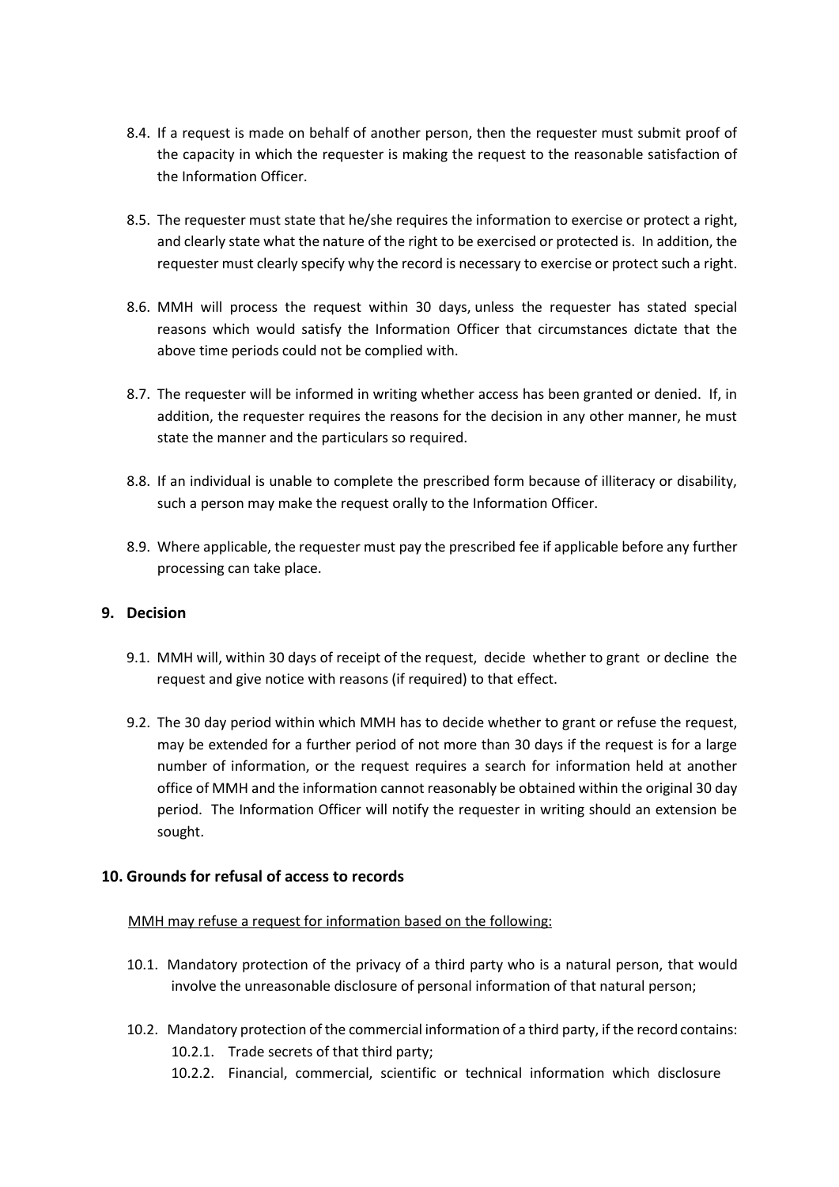8.4. If a request is made on behalf of another person, then the requester must submit proof of the capacity in which the requester is making the request to the reasonable satisfaction of the Information Officer.

8.5. The requester must state that he/she requires the information to exercise or protect a right, and clearly state what the nature of the right to be exercised or protected is. In addition, the requester must clearly specify why the record is necessary to exercise or protect such a right.

8.6. MMH will process the request within 30 days, unless the requester has stated special reasons which would satisfy the Information Officer that circumstances dictate that the above time periods could not be complied with.

8.7. The requester will be informed in writing whether access has been granted or denied. If, in addition, the requester requires the reasons for the decision in any other manner, he must state the manner and the particulars so required.

8.8. If an individual is unable to complete the prescribed form because of illiteracy or disability, such a person may make the request orally to the Information Officer.

8.9. Where applicable, the requester must pay the prescribed fee if applicable before any further processing can take place.

## 9. Decision

9.1. MMH will, within 30 days of receipt of the request, decide whether to grant or decline the request and give notice with reasons (if required) to that effect.

9.2. The 30 day period within which MMH has to decide whether to grant or refuse the request, may be extended for a further period of not more than 30 days if the request is for a large number of information, or the request requires a search for information held at another office of MMH and the information cannot reasonably be obtained within the original 30 day period. The Information Officer will notify the requester in writing should an extension be sought.

## 10. Grounds for refusal of access to records

<u>MMH may refuse a request for information based on the following:</u>

10.1. Mandatory protection of the privacy of a third party who is a natural person, that would involve the unreasonable disclosure of personal information of that natural person;

10.2. Mandatory protection of the commercial information of a third party, if the record contains:

- 10.2.1. Trade secrets of that third party;
- 10.2.2. Financial, commercial, scientific or technical information which disclosure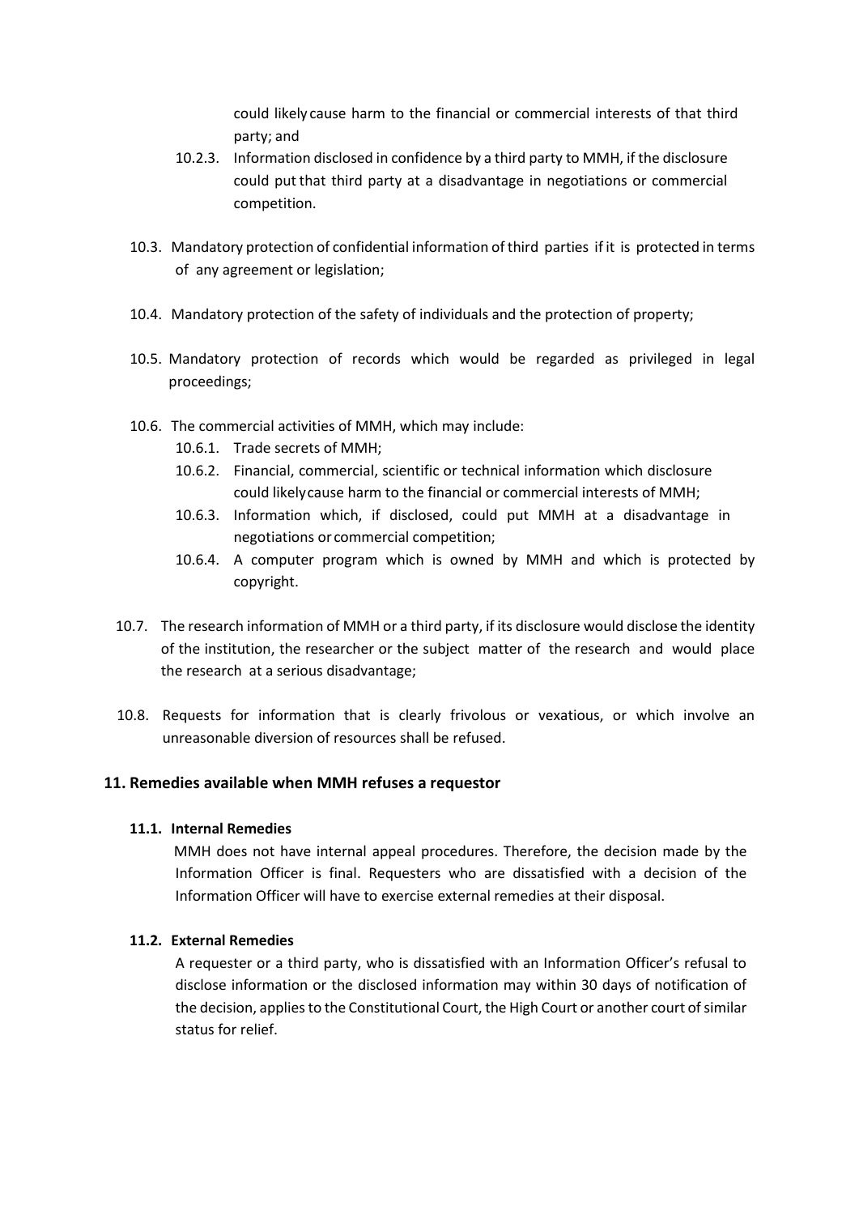could likely cause harm to the financial or commercial interests of that third party; and

10.2.3. Information disclosed in confidence by a third party to MMH, if the disclosure could put that third party at a disadvantage in negotiations or commercial competition.

10.3. Mandatory protection of confidential information of third parties if it is protected in terms of any agreement or legislation;

10.4. Mandatory protection of the safety of individuals and the protection of property;

10.5. Mandatory protection of records which would be regarded as privileged in legal proceedings;

10.6. The commercial activities of MMH, which may include:

10.6.1. Trade secrets of MMH;

10.6.2. Financial, commercial, scientific or technical information which disclosure could likely cause harm to the financial or commercial interests of MMH;

10.6.3. Information which, if disclosed, could put MMH at a disadvantage in negotiations or commercial competition;

10.6.4. A computer program which is owned by MMH and which is protected by copyright.

10.7. The research information of MMH or a third party, if its disclosure would disclose the identity of the institution, the researcher or the subject matter of the research and would place the research at a serious disadvantage;

10.8. Requests for information that is clearly frivolous or vexatious, or which involve an unreasonable diversion of resources shall be refused.

## 11. Remedies available when MMH refuses a requestor

### 11.1. Internal Remedies

MMH does not have internal appeal procedures. Therefore, the decision made by the Information Officer is final. Requesters who are dissatisfied with a decision of the Information Officer will have to exercise external remedies at their disposal.

### 11.2. External Remedies

A requester or a third party, who is dissatisfied with an Information Officer's refusal to disclose information or the disclosed information may within 30 days of notification of the decision, applies to the Constitutional Court, the High Court or another court of similar status for relief.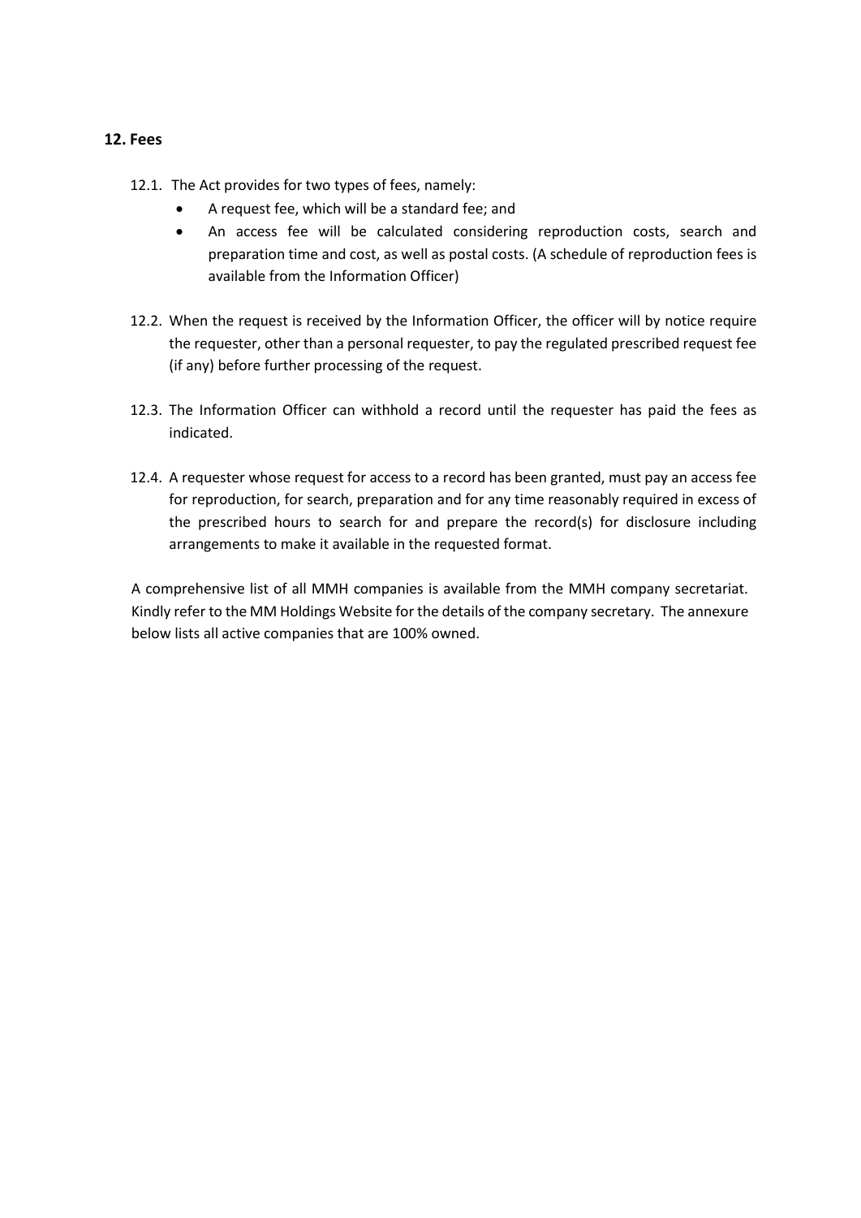## 12. Fees

12.1. The Act provides for two types of fees, namely:

- A request fee, which will be a standard fee; and
- An access fee will be calculated considering reproduction costs, search and preparation time and cost, as well as postal costs. (A schedule of reproduction fees is available from the Information Officer)

12.2. When the request is received by the Information Officer, the officer will by notice require the requester, other than a personal requester, to pay the regulated prescribed request fee (if any) before further processing of the request.

12.3. The Information Officer can withhold a record until the requester has paid the fees as indicated.

12.4. A requester whose request for access to a record has been granted, must pay an access fee for reproduction, for search, preparation and for any time reasonably required in excess of the prescribed hours to search for and prepare the record(s) for disclosure including arrangements to make it available in the requested format.

A comprehensive list of all MMH companies is available from the MMH company secretariat. Kindly refer to the MM Holdings Website for the details of the company secretary. The annexure below lists all active companies that are 100% owned.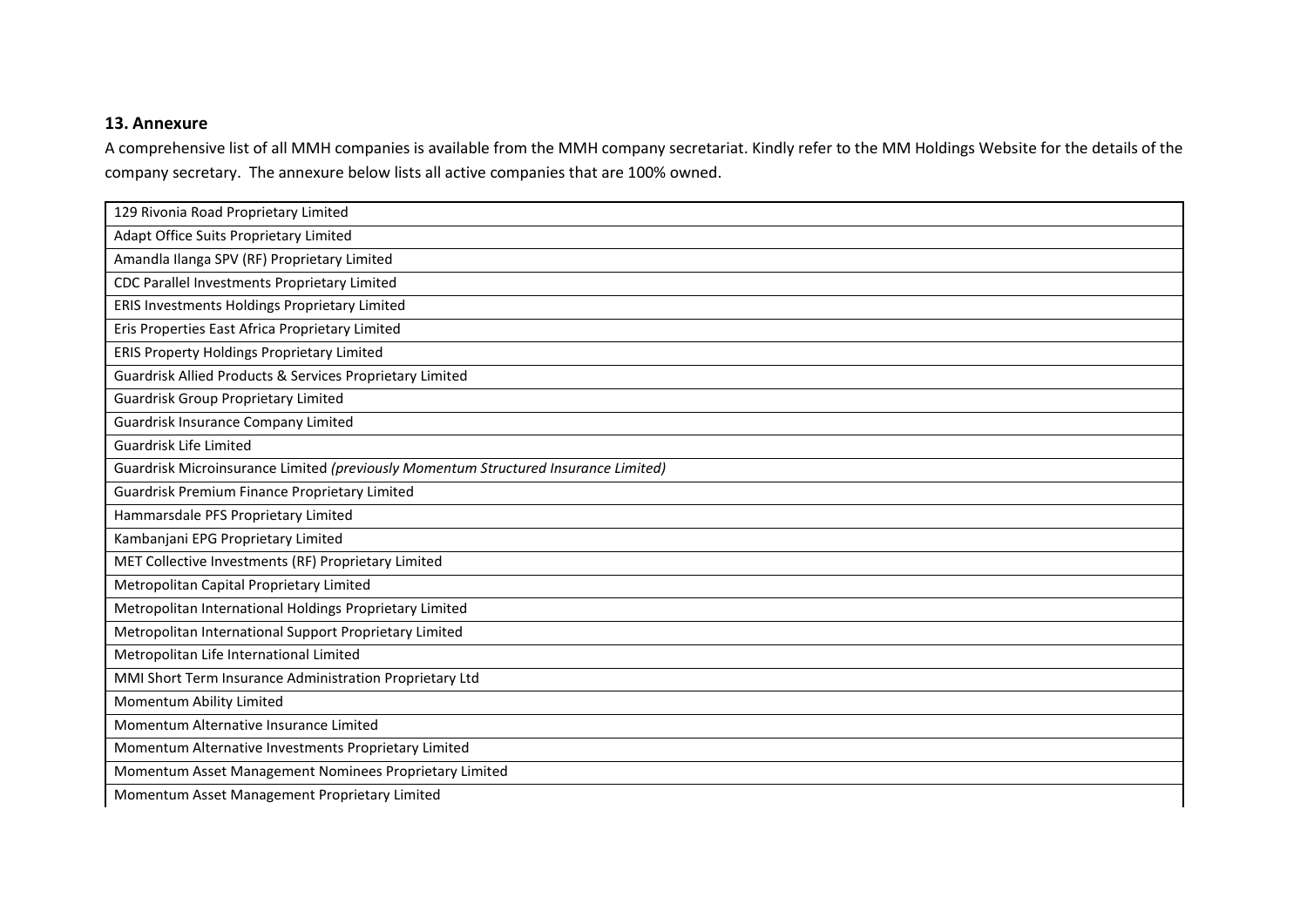## 13. Annexure

A comprehensive list of all MMH companies is available from the MMH company secretariat. Kindly refer to the MM Holdings Website for the details of the company secretary. The annexure below lists all active companies that are 100% owned.

| |
|---|
| 129 Rivonia Road Proprietary Limited |
| Adapt Office Suits Proprietary Limited |
| Amandla Ilanga SPV (RF) Proprietary Limited |
| CDC Parallel Investments Proprietary Limited |
| ERIS Investments Holdings Proprietary Limited |
| Eris Properties East Africa Proprietary Limited |
| ERIS Property Holdings Proprietary Limited |
| Guardrisk Allied Products & Services Proprietary Limited |
| Guardrisk Group Proprietary Limited |
| Guardrisk Insurance Company Limited |
| Guardrisk Life Limited |
| Guardrisk Microinsurance Limited *(previously Momentum Structured Insurance Limited)* |
| Guardrisk Premium Finance Proprietary Limited |
| Hammarsdale PFS Proprietary Limited |
| Kambanjani EPG Proprietary Limited |
| MET Collective Investments (RF) Proprietary Limited |
| Metropolitan Capital Proprietary Limited |
| Metropolitan International Holdings Proprietary Limited |
| Metropolitan International Support Proprietary Limited |
| Metropolitan Life International Limited |
| MMI Short Term Insurance Administration Proprietary Ltd |
| Momentum Ability Limited |
| Momentum Alternative Insurance Limited |
| Momentum Alternative Investments Proprietary Limited |
| Momentum Asset Management Nominees Proprietary Limited |
| Momentum Asset Management Proprietary Limited |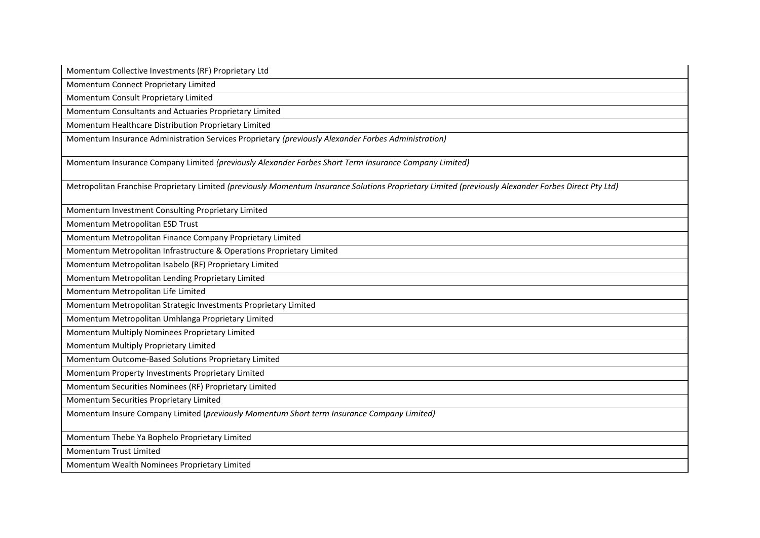| Momentum Collective Investments (RF) Proprietary Ltd |
|---|
| Momentum Connect Proprietary Limited |
| Momentum Consult Proprietary Limited |
| Momentum Consultants and Actuaries Proprietary Limited |
| Momentum Healthcare Distribution Proprietary Limited |
| Momentum Insurance Administration Services Proprietary *(previously Alexander Forbes Administration)* |
| Momentum Insurance Company Limited *(previously Alexander Forbes Short Term Insurance Company Limited)* |
| Metropolitan Franchise Proprietary Limited *(previously Momentum Insurance Solutions Proprietary Limited (previously Alexander Forbes Direct Pty Ltd)* |
| Momentum Investment Consulting Proprietary Limited |
| Momentum Metropolitan ESD Trust |
| Momentum Metropolitan Finance Company Proprietary Limited |
| Momentum Metropolitan Infrastructure & Operations Proprietary Limited |
| Momentum Metropolitan Isabelo (RF) Proprietary Limited |
| Momentum Metropolitan Lending Proprietary Limited |
| Momentum Metropolitan Life Limited |
| Momentum Metropolitan Strategic Investments Proprietary Limited |
| Momentum Metropolitan Umhlanga Proprietary Limited |
| Momentum Multiply Nominees Proprietary Limited |
| Momentum Multiply Proprietary Limited |
| Momentum Outcome-Based Solutions Proprietary Limited |
| Momentum Property Investments Proprietary Limited |
| Momentum Securities Nominees (RF) Proprietary Limited |
| Momentum Securities Proprietary Limited |
| Momentum Insure Company Limited (*previously Momentum Short term Insurance Company Limited)* |
| Momentum Thebe Ya Bophelo Proprietary Limited |
| Momentum Trust Limited |
| Momentum Wealth Nominees Proprietary Limited |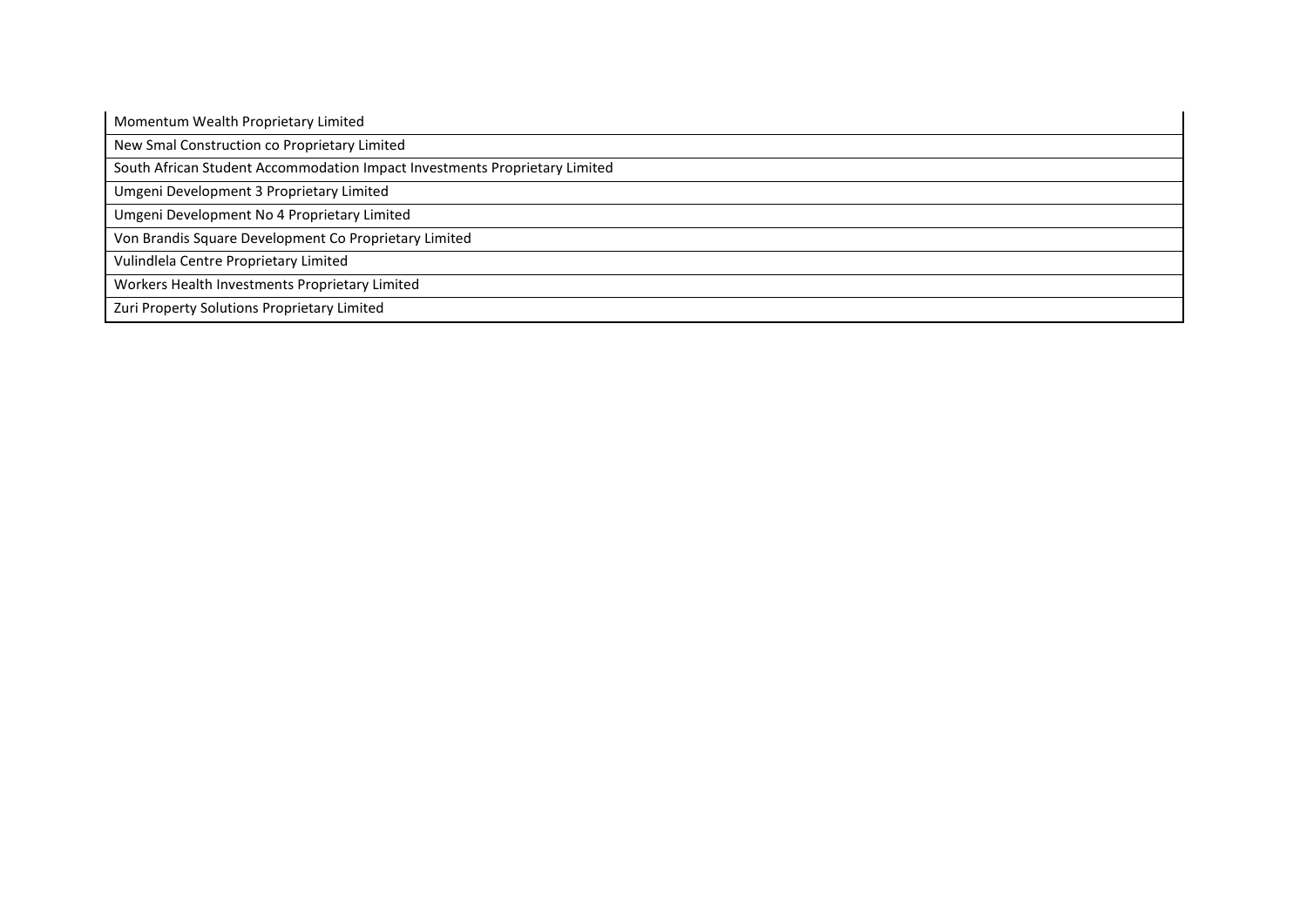| |
|---|
| Momentum Wealth Proprietary Limited |
| New Smal Construction co Proprietary Limited |
| South African Student Accommodation Impact Investments Proprietary Limited |
| Umgeni Development 3 Proprietary Limited |
| Umgeni Development No 4 Proprietary Limited |
| Von Brandis Square Development Co Proprietary Limited |
| Vulindlela Centre Proprietary Limited |
| Workers Health Investments Proprietary Limited |
| Zuri Property Solutions Proprietary Limited |